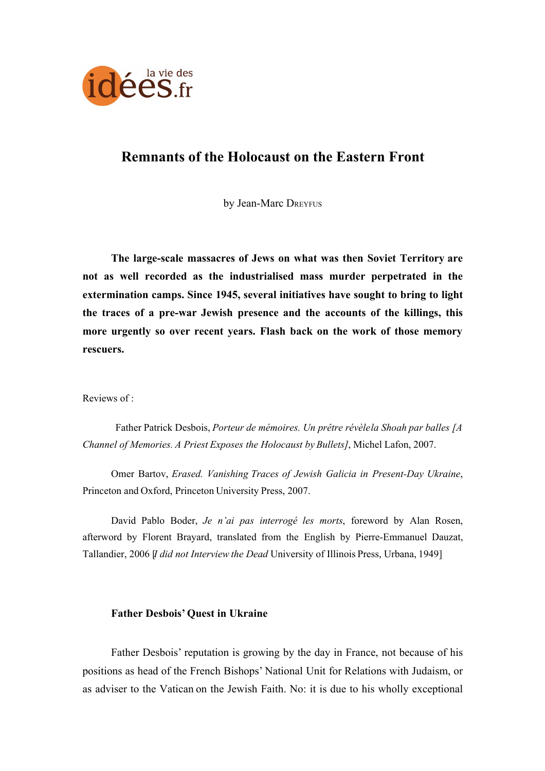# Remnants of the Holocaust on the Eastern Front

by Jean-Marc DREYFUS

**The large-scale massacres of Jews on what was then Soviet Territory are not as well recorded as the industrialised mass murder perpetrated in the extermination camps. Since 1945, several initiatives have sought to bring to light the traces of a pre-war Jewish presence and the accounts of the killings, this more urgently so over recent years. Flash back on the work of those memory rescuers.**

Reviews of :

Father Patrick Desbois, *Porteur de mémoires. Un prêtre révèlela Shoah par balles [A Channel of Memories. A Priest Exposes the Holocaust by Bullets]*, Michel Lafon, 2007.

Omer Bartov, *Erased. Vanishing Traces of Jewish Galicia in Present-Day Ukraine*, Princeton and Oxford, Princeton University Press, 2007.

David Pablo Boder, *Je n'ai pas interrogé les morts*, foreword by Alan Rosen, afterword by Florent Brayard, translated from the English by Pierre-Emmanuel Dauzat, Tallandier, 2006 [*I did not Interview the Dead* University of Illinois Press, Urbana, 1949]

## Father Desbois' Quest in Ukraine

Father Desbois' reputation is growing by the day in France, not because of his positions as head of the French Bishops' National Unit for Relations with Judaism, or as adviser to the Vatican on the Jewish Faith. No: it is due to his wholly exceptional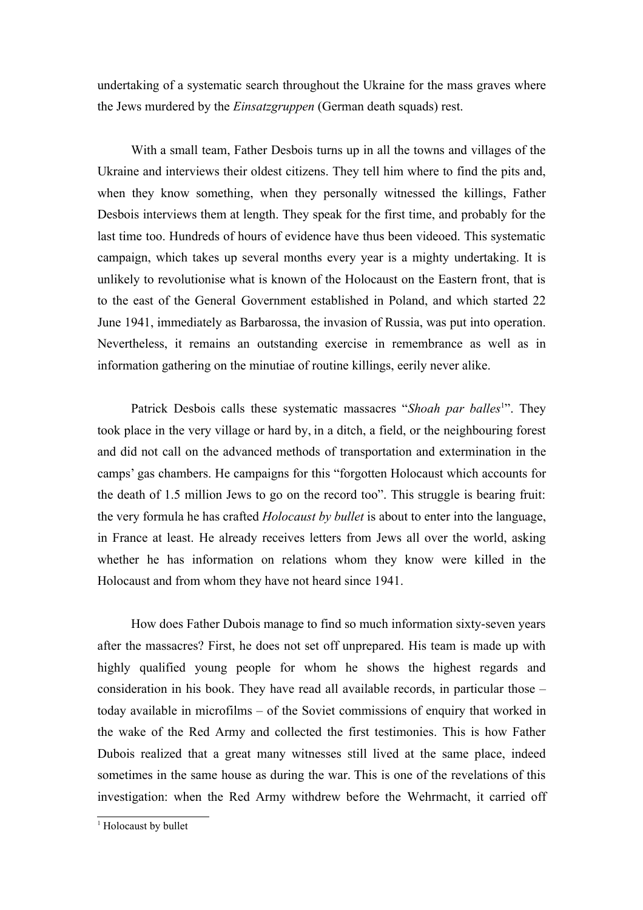undertaking of a systematic search throughout the Ukraine for the mass graves where the Jews murdered by the *Einsatzgruppen* (German death squads) rest.

With a small team, Father Desbois turns up in all the towns and villages of the Ukraine and interviews their oldest citizens. They tell him where to find the pits and, when they know something, when they personally witnessed the killings, Father Desbois interviews them at length. They speak for the first time, and probably for the last time too. Hundreds of hours of evidence have thus been videoed. This systematic campaign, which takes up several months every year is a mighty undertaking. It is unlikely to revolutionise what is known of the Holocaust on the Eastern front, that is to the east of the General Government established in Poland, and which started 22 June 1941, immediately as Barbarossa, the invasion of Russia, was put into operation. Nevertheless, it remains an outstanding exercise in remembrance as well as in information gathering on the minutiae of routine killings, eerily never alike.

Patrick Desbois calls these systematic massacres "*Shoah par balles*[1]". They took place in the very village or hard by, in a ditch, a field, or the neighbouring forest and did not call on the advanced methods of transportation and extermination in the camps' gas chambers. He campaigns for this "forgotten Holocaust which accounts for the death of 1.5 million Jews to go on the record too". This struggle is bearing fruit: the very formula he has crafted *Holocaust by bullet* is about to enter into the language, in France at least. He already receives letters from Jews all over the world, asking whether he has information on relations whom they know were killed in the Holocaust and from whom they have not heard since 1941.

How does Father Dubois manage to find so much information sixty-seven years after the massacres? First, he does not set off unprepared. His team is made up with highly qualified young people for whom he shows the highest regards and consideration in his book. They have read all available records, in particular those – today available in microfilms – of the Soviet commissions of enquiry that worked in the wake of the Red Army and collected the first testimonies. This is how Father Dubois realized that a great many witnesses still lived at the same place, indeed sometimes in the same house as during the war. This is one of the revelations of this investigation: when the Red Army withdrew before the Wehrmacht, it carried off

[1] Holocaust by bullet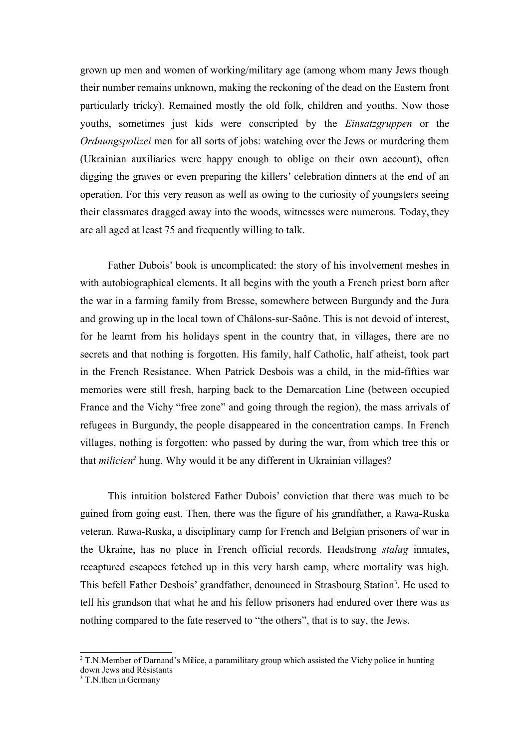grown up men and women of working/military age (among whom many Jews though their number remains unknown, making the reckoning of the dead on the Eastern front particularly tricky). Remained mostly the old folk, children and youths. Now those youths, sometimes just kids were conscripted by the *Einsatzgruppen* or the *Ordnungspolizei* men for all sorts of jobs: watching over the Jews or murdering them (Ukrainian auxiliaries were happy enough to oblige on their own account), often digging the graves or even preparing the killers' celebration dinners at the end of an operation. For this very reason as well as owing to the curiosity of youngsters seeing their classmates dragged away into the woods, witnesses were numerous. Today, they are all aged at least 75 and frequently willing to talk.

Father Dubois' book is uncomplicated: the story of his involvement meshes in with autobiographical elements. It all begins with the youth a French priest born after the war in a farming family from Bresse, somewhere between Burgundy and the Jura and growing up in the local town of Châlons-sur-Saône. This is not devoid of interest, for he learnt from his holidays spent in the country that, in villages, there are no secrets and that nothing is forgotten. His family, half Catholic, half atheist, took part in the French Resistance. When Patrick Desbois was a child, in the mid-fifties war memories were still fresh, harping back to the Demarcation Line (between occupied France and the Vichy "free zone" and going through the region), the mass arrivals of refugees in Burgundy, the people disappeared in the concentration camps. In French villages, nothing is forgotten: who passed by during the war, from which tree this or that *milicien*[2] hung. Why would it be any different in Ukrainian villages?

This intuition bolstered Father Dubois' conviction that there was much to be gained from going east. Then, there was the figure of his grandfather, a Rawa-Ruska veteran. Rawa-Ruska, a disciplinary camp for French and Belgian prisoners of war in the Ukraine, has no place in French official records. Headstrong *stalag* inmates, recaptured escapees fetched up in this very harsh camp, where mortality was high. This befell Father Desbois' grandfather, denounced in Strasbourg Station[3]. He used to tell his grandson that what he and his fellow prisoners had endured over there was as nothing compared to the fate reserved to "the others", that is to say, the Jews.

---

[2] T.N.Member of Darnand's Milice, a paramilitary group which assisted the Vichy police in hunting down Jews and Résistants

[3] T.N.then in Germany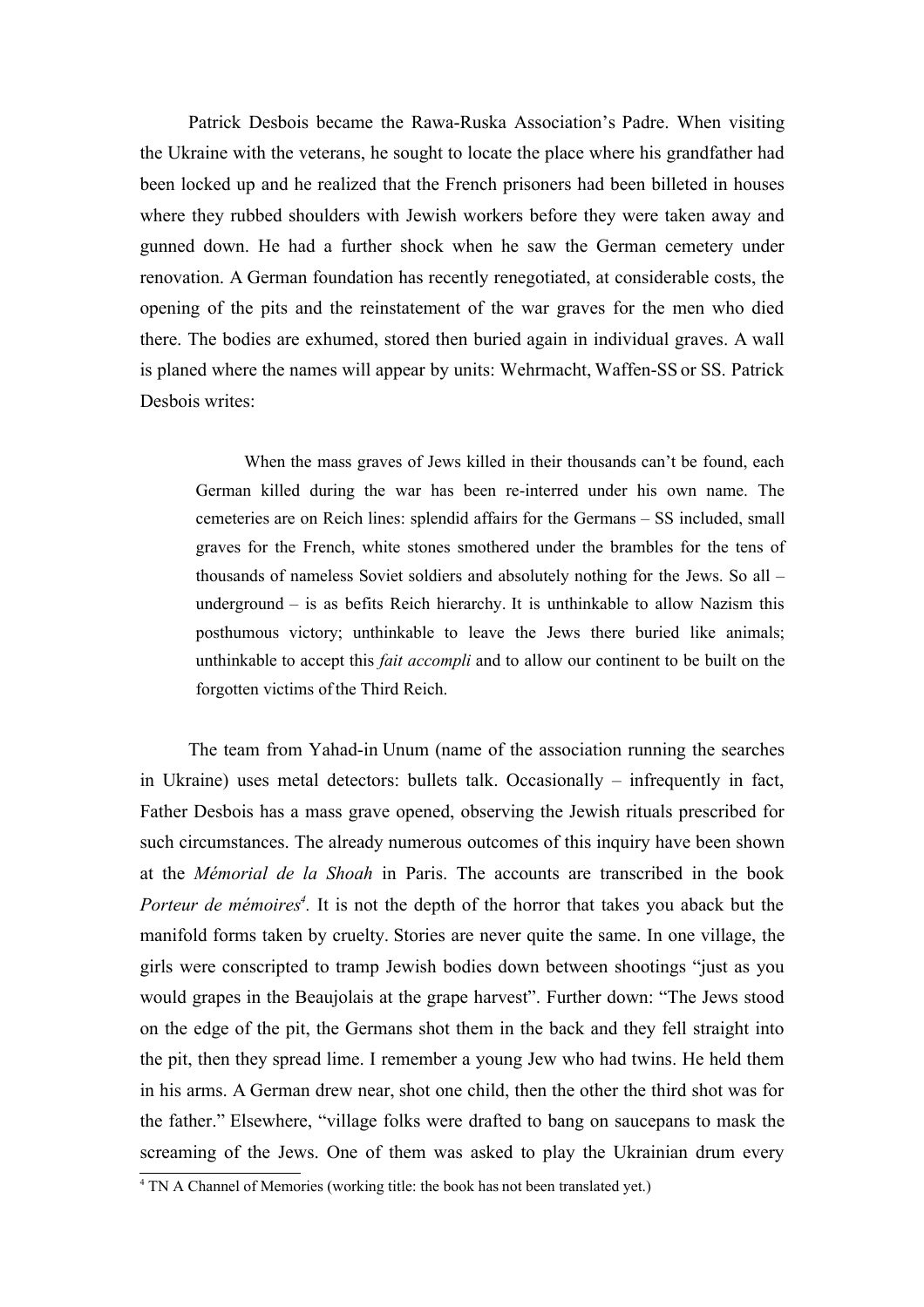Patrick Desbois became the Rawa-Ruska Association's Padre. When visiting the Ukraine with the veterans, he sought to locate the place where his grandfather had been locked up and he realized that the French prisoners had been billeted in houses where they rubbed shoulders with Jewish workers before they were taken away and gunned down. He had a further shock when he saw the German cemetery under renovation. A German foundation has recently renegotiated, at considerable costs, the opening of the pits and the reinstatement of the war graves for the men who died there. The bodies are exhumed, stored then buried again in individual graves. A wall is planed where the names will appear by units: Wehrmacht, Waffen-SS or SS. Patrick Desbois writes:

> When the mass graves of Jews killed in their thousands can't be found, each German killed during the war has been re-interred under his own name. The cemeteries are on Reich lines: splendid affairs for the Germans – SS included, small graves for the French, white stones smothered under the brambles for the tens of thousands of nameless Soviet soldiers and absolutely nothing for the Jews. So all – underground – is as befits Reich hierarchy. It is unthinkable to allow Nazism this posthumous victory; unthinkable to leave the Jews there buried like animals; unthinkable to accept this *fait accompli* and to allow our continent to be built on the forgotten victims of the Third Reich.

The team from Yahad-in Unum (name of the association running the searches in Ukraine) uses metal detectors: bullets talk. Occasionally – infrequently in fact, Father Desbois has a mass grave opened, observing the Jewish rituals prescribed for such circumstances. The already numerous outcomes of this inquiry have been shown at the *Mémorial de la Shoah* in Paris. The accounts are transcribed in the book *Porteur de mémoires*[4]. It is not the depth of the horror that takes you aback but the manifold forms taken by cruelty. Stories are never quite the same. In one village, the girls were conscripted to tramp Jewish bodies down between shootings "just as you would grapes in the Beaujolais at the grape harvest". Further down: "The Jews stood on the edge of the pit, the Germans shot them in the back and they fell straight into the pit, then they spread lime. I remember a young Jew who had twins. He held them in his arms. A German drew near, shot one child, then the other the third shot was for the father." Elsewhere, "village folks were drafted to bang on saucepans to mask the screaming of the Jews. One of them was asked to play the Ukrainian drum every

[4] TN A Channel of Memories (working title: the book has not been translated yet.)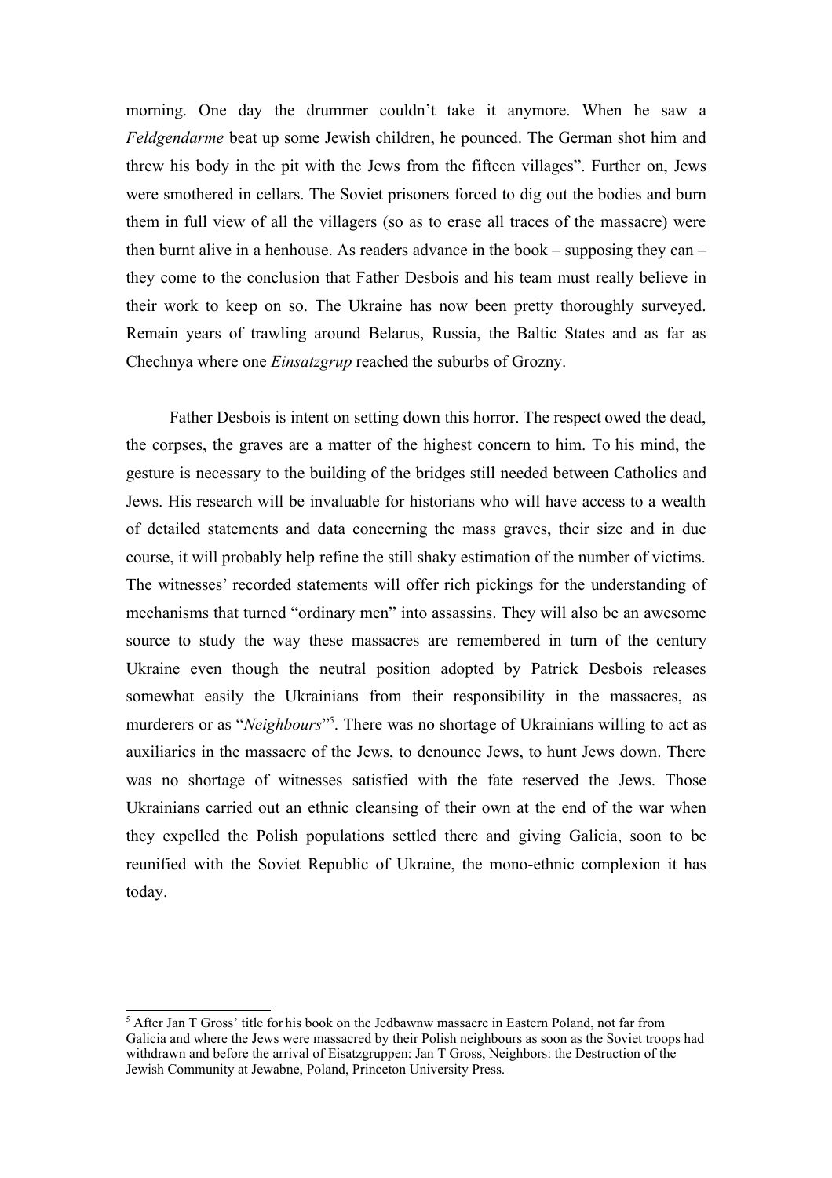morning. One day the drummer couldn't take it anymore. When he saw a *Feldgendarme* beat up some Jewish children, he pounced. The German shot him and threw his body in the pit with the Jews from the fifteen villages". Further on, Jews were smothered in cellars. The Soviet prisoners forced to dig out the bodies and burn them in full view of all the villagers (so as to erase all traces of the massacre) were then burnt alive in a henhouse. As readers advance in the book – supposing they can – they come to the conclusion that Father Desbois and his team must really believe in their work to keep on so. The Ukraine has now been pretty thoroughly surveyed. Remain years of trawling around Belarus, Russia, the Baltic States and as far as Chechnya where one *Einsatzgrup* reached the suburbs of Grozny.

Father Desbois is intent on setting down this horror. The respect owed the dead, the corpses, the graves are a matter of the highest concern to him. To his mind, the gesture is necessary to the building of the bridges still needed between Catholics and Jews. His research will be invaluable for historians who will have access to a wealth of detailed statements and data concerning the mass graves, their size and in due course, it will probably help refine the still shaky estimation of the number of victims. The witnesses' recorded statements will offer rich pickings for the understanding of mechanisms that turned "ordinary men" into assassins. They will also be an awesome source to study the way these massacres are remembered in turn of the century Ukraine even though the neutral position adopted by Patrick Desbois releases somewhat easily the Ukrainians from their responsibility in the massacres, as murderers or as "*Neighbours*"[5]. There was no shortage of Ukrainians willing to act as auxiliaries in the massacre of the Jews, to denounce Jews, to hunt Jews down. There was no shortage of witnesses satisfied with the fate reserved the Jews. Those Ukrainians carried out an ethnic cleansing of their own at the end of the war when they expelled the Polish populations settled there and giving Galicia, soon to be reunified with the Soviet Republic of Ukraine, the mono-ethnic complexion it has today.

---

[5] After Jan T Gross' title for his book on the Jedbawnw massacre in Eastern Poland, not far from Galicia and where the Jews were massacred by their Polish neighbours as soon as the Soviet troops had withdrawn and before the arrival of Eisatzgruppen: Jan T Gross, Neighbors: the Destruction of the Jewish Community at Jewabne, Poland, Princeton University Press.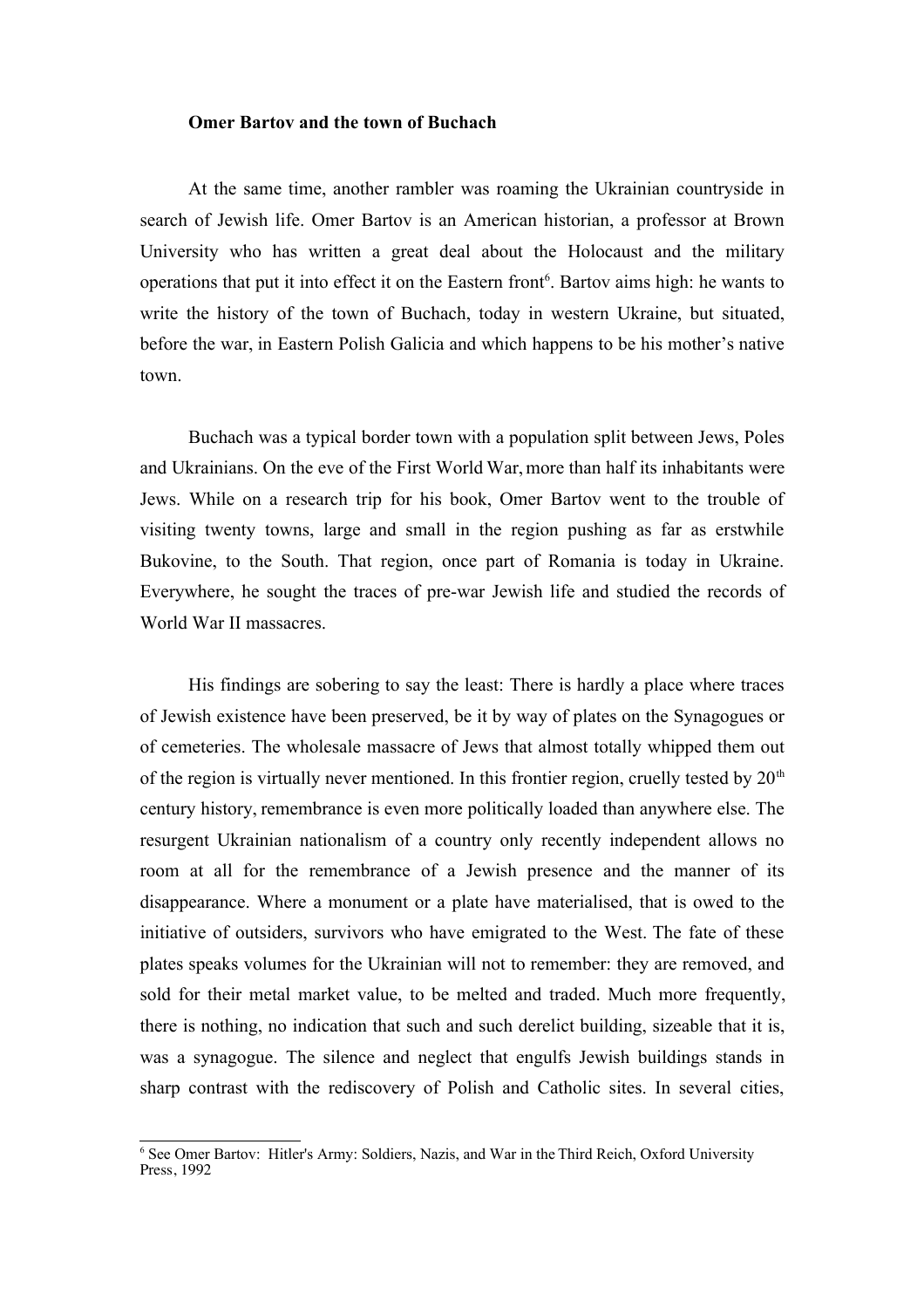**Omer Bartov and the town of Buchach**

At the same time, another rambler was roaming the Ukrainian countryside in search of Jewish life. Omer Bartov is an American historian, a professor at Brown University who has written a great deal about the Holocaust and the military operations that put it into effect it on the Eastern front[6]. Bartov aims high: he wants to write the history of the town of Buchach, today in western Ukraine, but situated, before the war, in Eastern Polish Galicia and which happens to be his mother's native town.

Buchach was a typical border town with a population split between Jews, Poles and Ukrainians. On the eve of the First World War, more than half its inhabitants were Jews. While on a research trip for his book, Omer Bartov went to the trouble of visiting twenty towns, large and small in the region pushing as far as erstwhile Bukovine, to the South. That region, once part of Romania is today in Ukraine. Everywhere, he sought the traces of pre-war Jewish life and studied the records of World War II massacres.

His findings are sobering to say the least: There is hardly a place where traces of Jewish existence have been preserved, be it by way of plates on the Synagogues or of cemeteries. The wholesale massacre of Jews that almost totally whipped them out of the region is virtually never mentioned. In this frontier region, cruelly tested by 20th century history, remembrance is even more politically loaded than anywhere else. The resurgent Ukrainian nationalism of a country only recently independent allows no room at all for the remembrance of a Jewish presence and the manner of its disappearance. Where a monument or a plate have materialised, that is owed to the initiative of outsiders, survivors who have emigrated to the West. The fate of these plates speaks volumes for the Ukrainian will not to remember: they are removed, and sold for their metal market value, to be melted and traded. Much more frequently, there is nothing, no indication that such and such derelict building, sizeable that it is, was a synagogue. The silence and neglect that engulfs Jewish buildings stands in sharp contrast with the rediscovery of Polish and Catholic sites. In several cities,

---

[6] See Omer Bartov: Hitler's Army: Soldiers, Nazis, and War in the Third Reich, Oxford University Press, 1992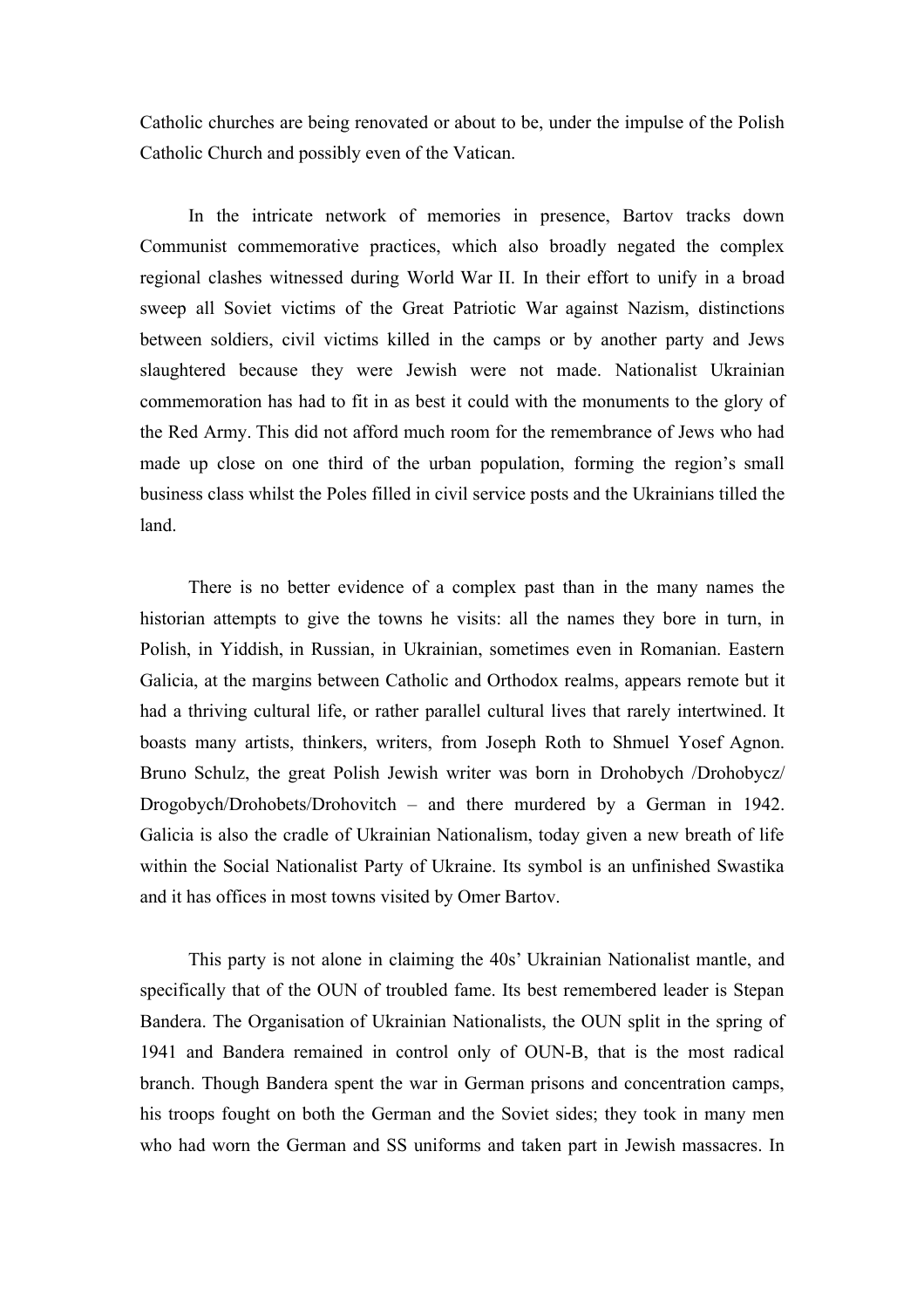Catholic churches are being renovated or about to be, under the impulse of the Polish Catholic Church and possibly even of the Vatican.

In the intricate network of memories in presence, Bartov tracks down Communist commemorative practices, which also broadly negated the complex regional clashes witnessed during World War II. In their effort to unify in a broad sweep all Soviet victims of the Great Patriotic War against Nazism, distinctions between soldiers, civil victims killed in the camps or by another party and Jews slaughtered because they were Jewish were not made. Nationalist Ukrainian commemoration has had to fit in as best it could with the monuments to the glory of the Red Army. This did not afford much room for the remembrance of Jews who had made up close on one third of the urban population, forming the region's small business class whilst the Poles filled in civil service posts and the Ukrainians tilled the land.

There is no better evidence of a complex past than in the many names the historian attempts to give the towns he visits: all the names they bore in turn, in Polish, in Yiddish, in Russian, in Ukrainian, sometimes even in Romanian. Eastern Galicia, at the margins between Catholic and Orthodox realms, appears remote but it had a thriving cultural life, or rather parallel cultural lives that rarely intertwined. It boasts many artists, thinkers, writers, from Joseph Roth to Shmuel Yosef Agnon. Bruno Schulz, the great Polish Jewish writer was born in Drohobych /Drohobycz/ Drogobych/Drohobets/Drohovitch – and there murdered by a German in 1942. Galicia is also the cradle of Ukrainian Nationalism, today given a new breath of life within the Social Nationalist Party of Ukraine. Its symbol is an unfinished Swastika and it has offices in most towns visited by Omer Bartov.

This party is not alone in claiming the 40s' Ukrainian Nationalist mantle, and specifically that of the OUN of troubled fame. Its best remembered leader is Stepan Bandera. The Organisation of Ukrainian Nationalists, the OUN split in the spring of 1941 and Bandera remained in control only of OUN-B, that is the most radical branch. Though Bandera spent the war in German prisons and concentration camps, his troops fought on both the German and the Soviet sides; they took in many men who had worn the German and SS uniforms and taken part in Jewish massacres. In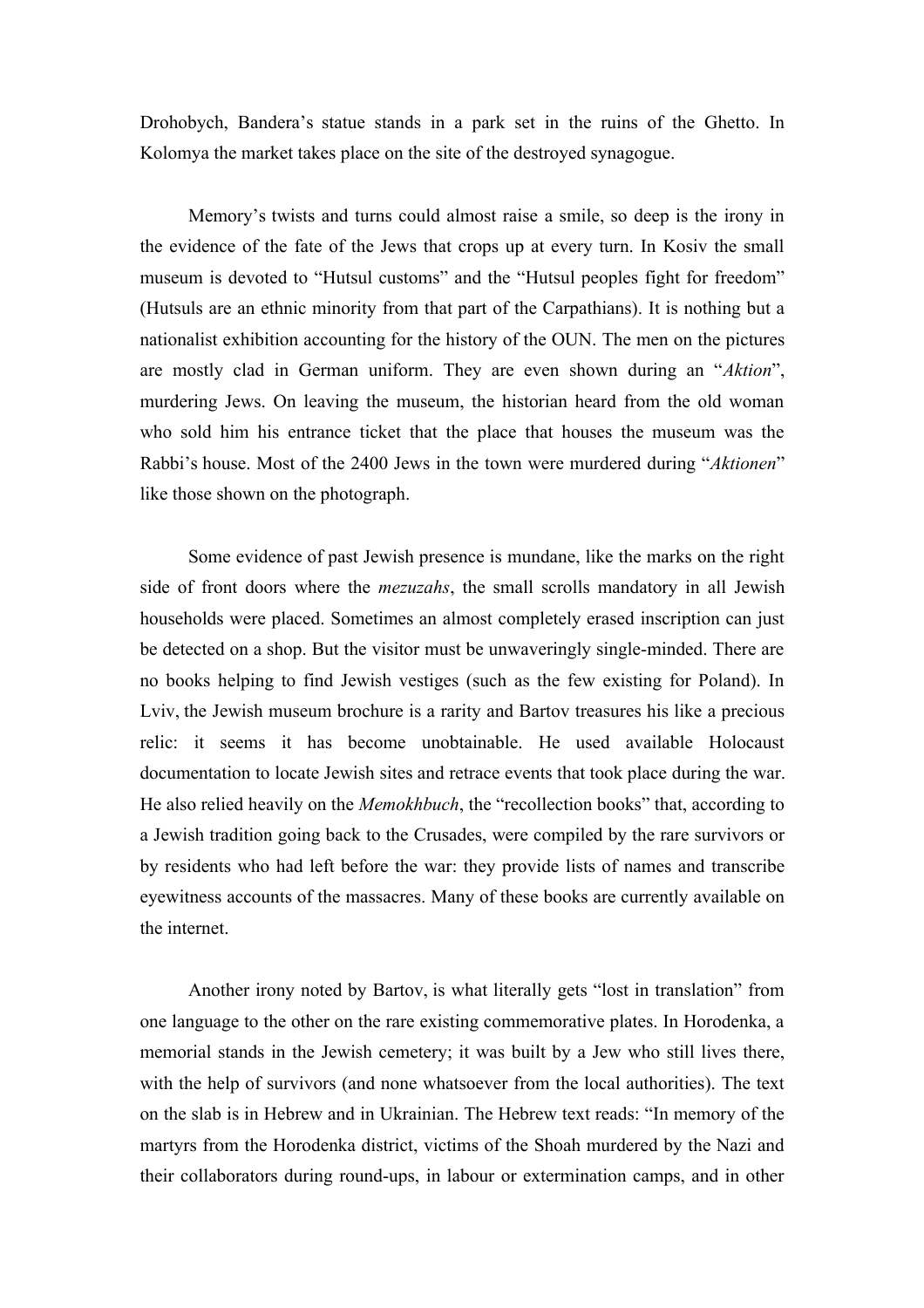Drohobych, Bandera's statue stands in a park set in the ruins of the Ghetto. In Kolomya the market takes place on the site of the destroyed synagogue.

Memory's twists and turns could almost raise a smile, so deep is the irony in the evidence of the fate of the Jews that crops up at every turn. In Kosiv the small museum is devoted to "Hutsul customs" and the "Hutsul peoples fight for freedom" (Hutsuls are an ethnic minority from that part of the Carpathians). It is nothing but a nationalist exhibition accounting for the history of the OUN. The men on the pictures are mostly clad in German uniform. They are even shown during an "*Aktion*", murdering Jews. On leaving the museum, the historian heard from the old woman who sold him his entrance ticket that the place that houses the museum was the Rabbi's house. Most of the 2400 Jews in the town were murdered during "*Aktionen*" like those shown on the photograph.

Some evidence of past Jewish presence is mundane, like the marks on the right side of front doors where the *mezuzahs*, the small scrolls mandatory in all Jewish households were placed. Sometimes an almost completely erased inscription can just be detected on a shop. But the visitor must be unwaveringly single-minded. There are no books helping to find Jewish vestiges (such as the few existing for Poland). In Lviv, the Jewish museum brochure is a rarity and Bartov treasures his like a precious relic: it seems it has become unobtainable. He used available Holocaust documentation to locate Jewish sites and retrace events that took place during the war. He also relied heavily on the *Memokhbuch*, the "recollection books" that, according to a Jewish tradition going back to the Crusades, were compiled by the rare survivors or by residents who had left before the war: they provide lists of names and transcribe eyewitness accounts of the massacres. Many of these books are currently available on the internet.

Another irony noted by Bartov, is what literally gets "lost in translation" from one language to the other on the rare existing commemorative plates. In Horodenka, a memorial stands in the Jewish cemetery; it was built by a Jew who still lives there, with the help of survivors (and none whatsoever from the local authorities). The text on the slab is in Hebrew and in Ukrainian. The Hebrew text reads: "In memory of the martyrs from the Horodenka district, victims of the Shoah murdered by the Nazi and their collaborators during round-ups, in labour or extermination camps, and in other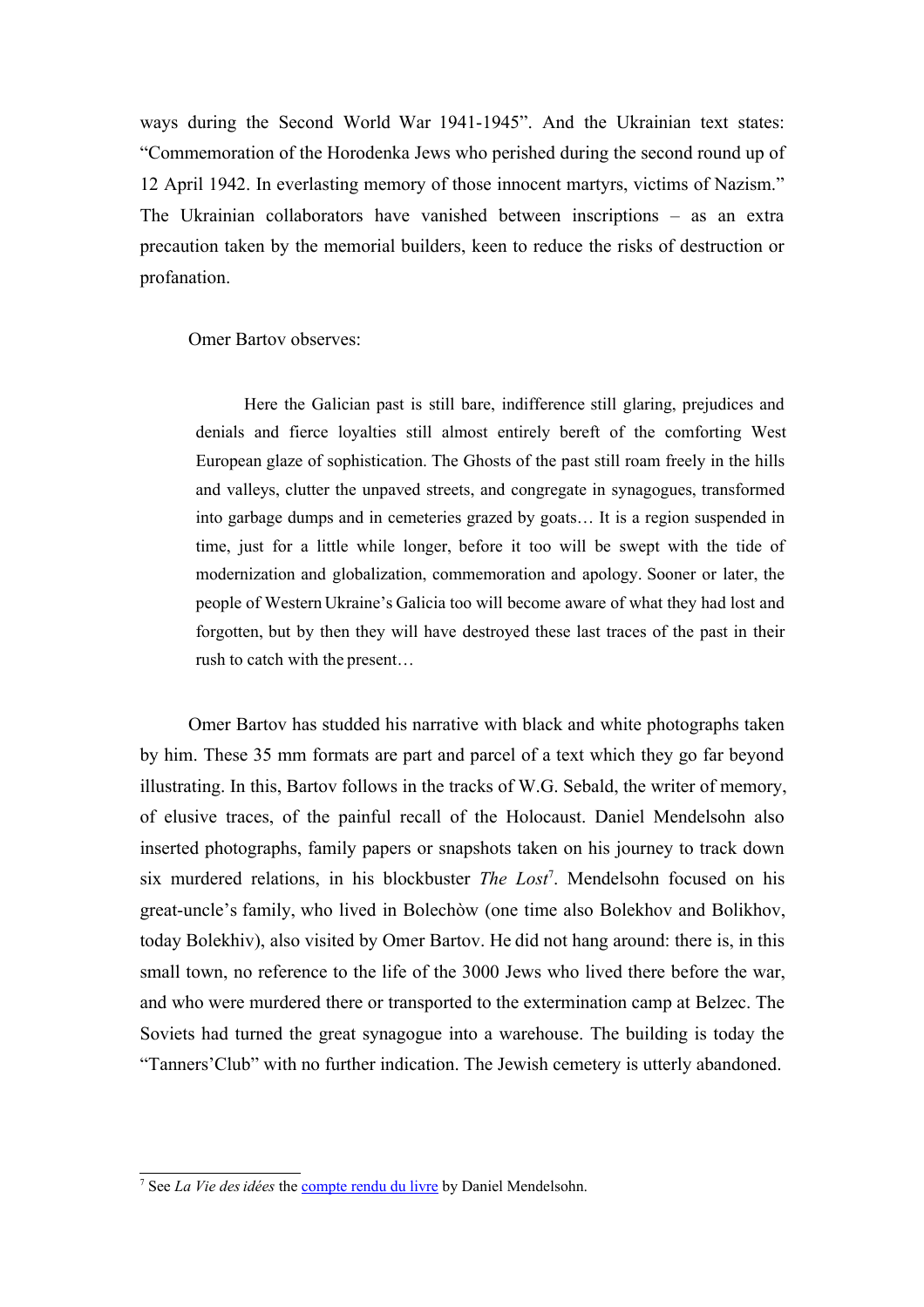ways during the Second World War 1941-1945". And the Ukrainian text states: "Commemoration of the Horodenka Jews who perished during the second round up of 12 April 1942. In everlasting memory of those innocent martyrs, victims of Nazism." The Ukrainian collaborators have vanished between inscriptions – as an extra precaution taken by the memorial builders, keen to reduce the risks of destruction or profanation.

Omer Bartov observes:

> Here the Galician past is still bare, indifference still glaring, prejudices and denials and fierce loyalties still almost entirely bereft of the comforting West European glaze of sophistication. The Ghosts of the past still roam freely in the hills and valleys, clutter the unpaved streets, and congregate in synagogues, transformed into garbage dumps and in cemeteries grazed by goats… It is a region suspended in time, just for a little while longer, before it too will be swept with the tide of modernization and globalization, commemoration and apology. Sooner or later, the people of Western Ukraine's Galicia too will become aware of what they had lost and forgotten, but by then they will have destroyed these last traces of the past in their rush to catch with the present…

Omer Bartov has studded his narrative with black and white photographs taken by him. These 35 mm formats are part and parcel of a text which they go far beyond illustrating. In this, Bartov follows in the tracks of W.G. Sebald, the writer of memory, of elusive traces, of the painful recall of the Holocaust. Daniel Mendelsohn also inserted photographs, family papers or snapshots taken on his journey to track down six murdered relations, in his blockbuster *The Lost*[7]. Mendelsohn focused on his great-uncle's family, who lived in Bolechòw (one time also Bolekhov and Bolikhov, today Bolekhiv), also visited by Omer Bartov. He did not hang around: there is, in this small town, no reference to the life of the 3000 Jews who lived there before the war, and who were murdered there or transported to the extermination camp at Belzec. The Soviets had turned the great synagogue into a warehouse. The building is today the "Tanners'Club" with no further indication. The Jewish cemetery is utterly abandoned.

---

[7] See *La Vie des idées* the compte rendu du livre by Daniel Mendelsohn.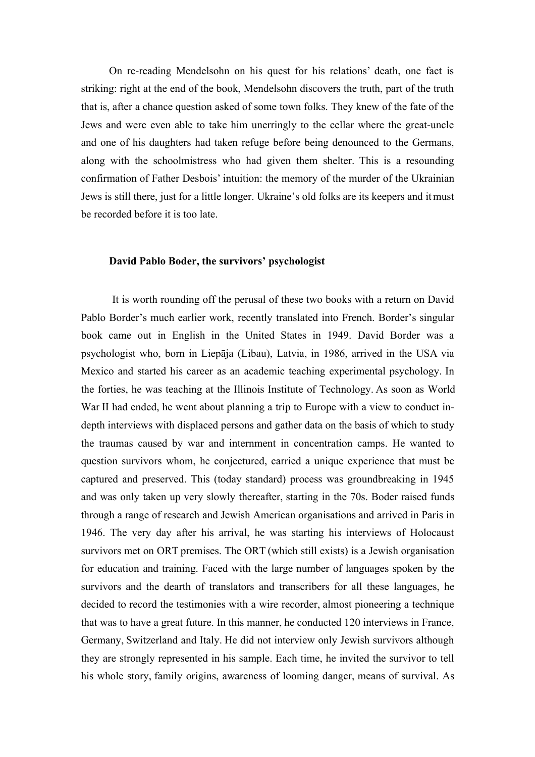On re-reading Mendelsohn on his quest for his relations' death, one fact is striking: right at the end of the book, Mendelsohn discovers the truth, part of the truth that is, after a chance question asked of some town folks. They knew of the fate of the Jews and were even able to take him unerringly to the cellar where the great-uncle and one of his daughters had taken refuge before being denounced to the Germans, along with the schoolmistress who had given them shelter. This is a resounding confirmation of Father Desbois' intuition: the memory of the murder of the Ukrainian Jews is still there, just for a little longer. Ukraine's old folks are its keepers and it must be recorded before it is too late.

### David Pablo Boder, the survivors' psychologist

It is worth rounding off the perusal of these two books with a return on David Pablo Border's much earlier work, recently translated into French. Border's singular book came out in English in the United States in 1949. David Border was a psychologist who, born in Liepāja (Libau), Latvia, in 1986, arrived in the USA via Mexico and started his career as an academic teaching experimental psychology. In the forties, he was teaching at the Illinois Institute of Technology. As soon as World War II had ended, he went about planning a trip to Europe with a view to conduct in-depth interviews with displaced persons and gather data on the basis of which to study the traumas caused by war and internment in concentration camps. He wanted to question survivors whom, he conjectured, carried a unique experience that must be captured and preserved. This (today standard) process was groundbreaking in 1945 and was only taken up very slowly thereafter, starting in the 70s. Boder raised funds through a range of research and Jewish American organisations and arrived in Paris in 1946. The very day after his arrival, he was starting his interviews of Holocaust survivors met on ORT premises. The ORT (which still exists) is a Jewish organisation for education and training. Faced with the large number of languages spoken by the survivors and the dearth of translators and transcribers for all these languages, he decided to record the testimonies with a wire recorder, almost pioneering a technique that was to have a great future. In this manner, he conducted 120 interviews in France, Germany, Switzerland and Italy. He did not interview only Jewish survivors although they are strongly represented in his sample. Each time, he invited the survivor to tell his whole story, family origins, awareness of looming danger, means of survival. As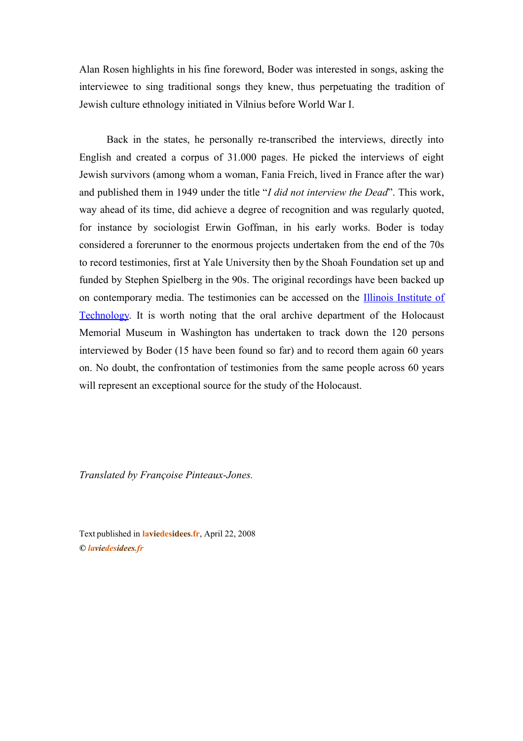Alan Rosen highlights in his fine foreword, Boder was interested in songs, asking the interviewee to sing traditional songs they knew, thus perpetuating the tradition of Jewish culture ethnology initiated in Vilnius before World War I.

Back in the states, he personally re-transcribed the interviews, directly into English and created a corpus of 31.000 pages. He picked the interviews of eight Jewish survivors (among whom a woman, Fania Freich, lived in France after the war) and published them in 1949 under the title "*I did not interview the Dead*". This work, way ahead of its time, did achieve a degree of recognition and was regularly quoted, for instance by sociologist Erwin Goffman, in his early works. Boder is today considered a forerunner to the enormous projects undertaken from the end of the 70s to record testimonies, first at Yale University then by the Shoah Foundation set up and funded by Stephen Spielberg in the 90s. The original recordings have been backed up on contemporary media. The testimonies can be accessed on the [Illinois Institute of Technology](). It is worth noting that the oral archive department of the Holocaust Memorial Museum in Washington has undertaken to track down the 120 persons interviewed by Boder (15 have been found so far) and to record them again 60 years on. No doubt, the confrontation of testimonies from the same people across 60 years will represent an exceptional source for the study of the Holocaust.

*Translated by Françoise Pinteaux-Jones.*

Text published in **laviedesidees.fr**, April 22, 2008
© ***laviedesidees.fr***